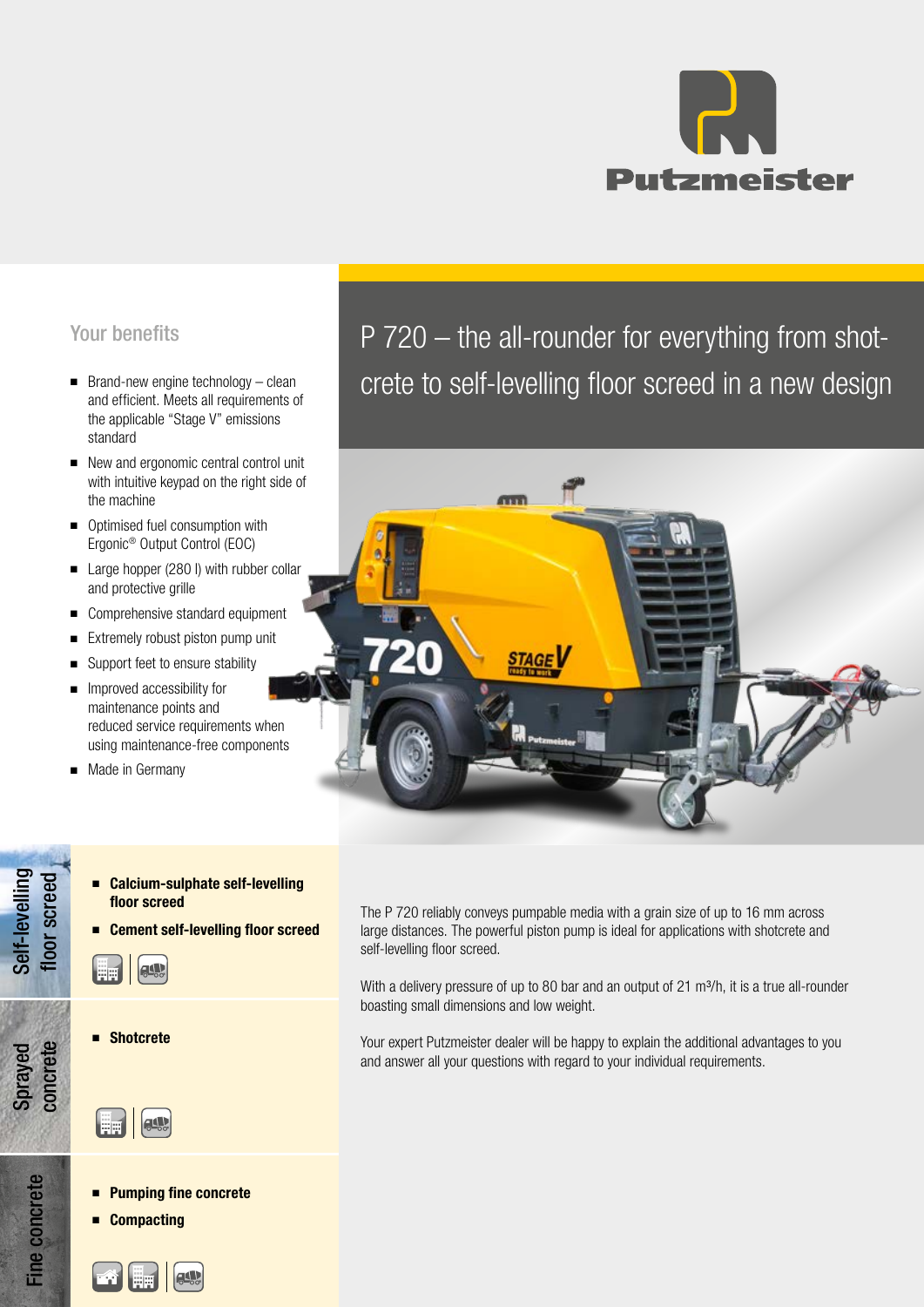# P 720 – the all-rounder for everything from shotcrete to self-levelling floor screed in a new design

## Your benefits

- Brand-new engine technology – clean and efficient. Meets all requirements of the applicable "Stage V" emissions standard
- New and ergonomic central control unit with intuitive keypad on the right side of the machine
- Optimised fuel consumption with Ergonic® Output Control (EOC)
- Large hopper (280 l) with rubber collar and protective grille
- Comprehensive standard equipment
- Extremely robust piston pump unit
- Support feet to ensure stability
- Improved accessibility for maintenance points and reduced service requirements when using maintenance-free components
- Made in Germany

### Self-levelling floor screed

- **Calcium-sulphate self-levelling floor screed**
- **Cement self-levelling floor screed**

### Sprayed concrete

- **Shotcrete**

### Fine concrete

- **Pumping fine concrete**
- **Compacting**

The P 720 reliably conveys pumpable media with a grain size of up to 16 mm across large distances. The powerful piston pump is ideal for applications with shotcrete and self-levelling floor screed.

With a delivery pressure of up to 80 bar and an output of 21 m³/h, it is a true all-rounder boasting small dimensions and low weight.

Your expert Putzmeister dealer will be happy to explain the additional advantages to you and answer all your questions with regard to your individual requirements.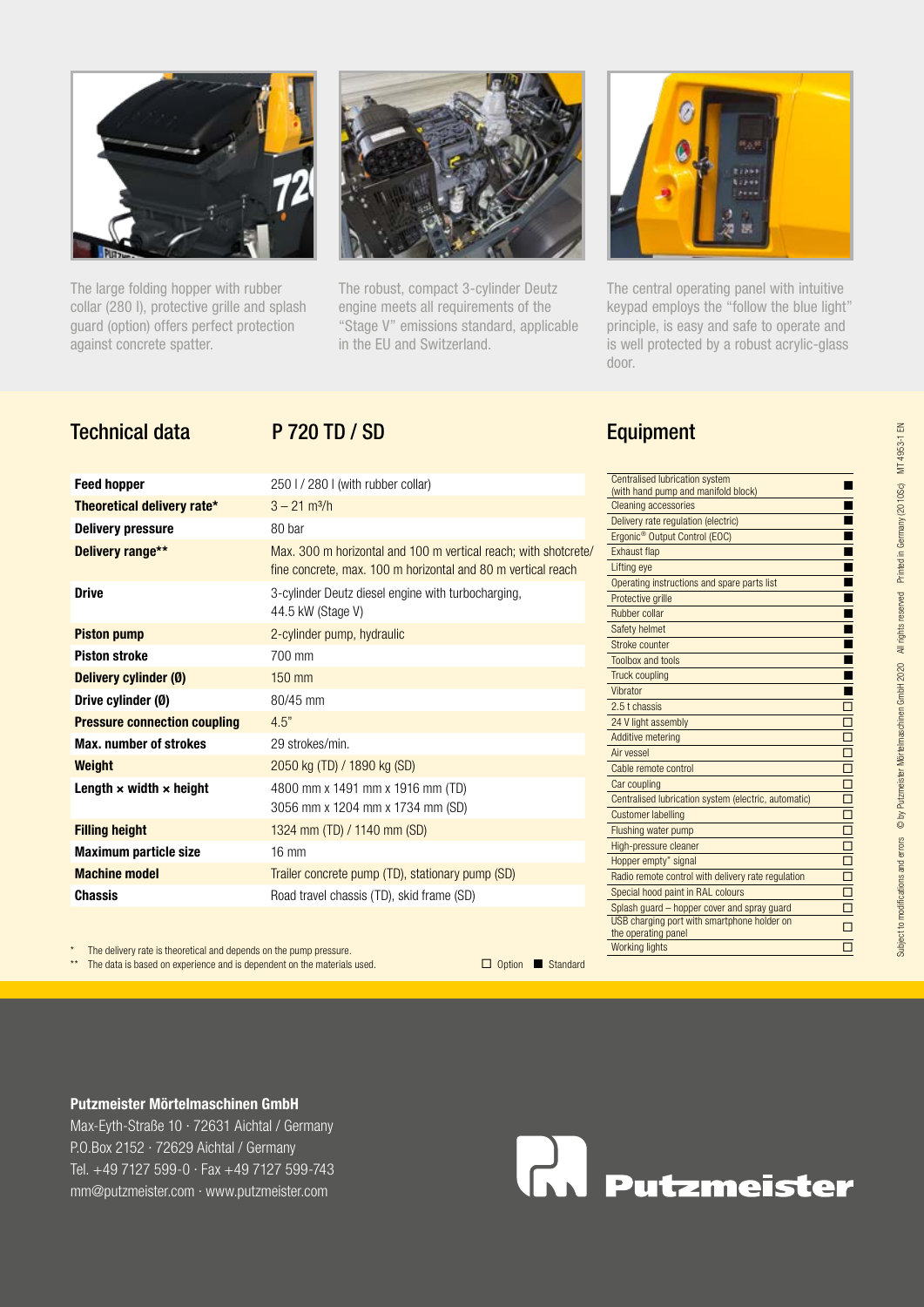The large folding hopper with rubber collar (280 l), protective grille and splash guard (option) offers perfect protection against concrete spatter.

The robust, compact 3-cylinder Deutz engine meets all requirements of the "Stage V" emissions standard, applicable in the EU and Switzerland.

The central operating panel with intuitive keypad employs the "follow the blue light" principle, is easy and safe to operate and is well protected by a robust acrylic-glass door.

## Technical data

### P 720 TD / SD

| | |
|---|---|
| **Feed hopper** | 250 l / 280 l (with rubber collar) |
| **Theoretical delivery rate*** | 3 – 21 m³/h |
| **Delivery pressure** | 80 bar |
| **Delivery range**** | Max. 300 m horizontal and 100 m vertical reach; with shotcrete/ fine concrete, max. 100 m horizontal and 80 m vertical reach |
| **Drive** | 3-cylinder Deutz diesel engine with turbocharging, 44.5 kW (Stage V) |
| **Piston pump** | 2-cylinder pump, hydraulic |
| **Piston stroke** | 700 mm |
| **Delivery cylinder (Ø)** | 150 mm |
| **Drive cylinder (Ø)** | 80/45 mm |
| **Pressure connection coupling** | 4.5" |
| **Max. number of strokes** | 29 strokes/min. |
| **Weight** | 2050 kg (TD) / 1890 kg (SD) |
| **Length × width × height** | 4800 mm x 1491 mm x 1916 mm (TD)<br>3056 mm x 1204 mm x 1734 mm (SD) |
| **Filling height** | 1324 mm (TD) / 1140 mm (SD) |
| **Maximum particle size** | 16 mm |
| **Machine model** | Trailer concrete pump (TD), stationary pump (SD) |
| **Chassis** | Road travel chassis (TD), skid frame (SD) |

* The delivery rate is theoretical and depends on the pump pressure.
** The data is based on experience and is dependent on the materials used.

□ Option ■ Standard

## Equipment

| | |
|---|---|
| Centralised lubrication system (with hand pump and manifold block) | ■ |
| Cleaning accessories | ■ |
| Delivery rate regulation (electric) | ■ |
| Ergonic® Output Control (EOC) | ■ |
| Exhaust flap | ■ |
| Lifting eye | ■ |
| Operating instructions and spare parts list | ■ |
| Protective grille | ■ |
| Rubber collar | ■ |
| Safety helmet | ■ |
| Stroke counter | ■ |
| Toolbox and tools | ■ |
| Truck coupling | ■ |
| Vibrator | ■ |
| 2.5 t chassis | □ |
| 24 V light assembly | □ |
| Additive metering | □ |
| Air vessel | □ |
| Cable remote control | □ |
| Car coupling | □ |
| Centralised lubrication system (electric, automatic) | □ |
| Customer labelling | □ |
| Flushing water pump | □ |
| High-pressure cleaner | □ |
| Hopper empty" signal | □ |
| Radio remote control with delivery rate regulation | □ |
| Special hood paint in RAL colours | □ |
| Splash guard – hopper cover and spray guard | □ |
| USB charging port with smartphone holder on the operating panel | □ |
| Working lights | □ |

Subject to modifications and errors © by Putzmeister Mörtelmaschinen GmbH 2020 All rights reserved Printed in Germany (2010Sc) MT 4953-1 EN

**Putzmeister Mörtelmaschinen GmbH**
Max-Eyth-Straße 10 · 72631 Aichtal / Germany
P.O.Box 2152 · 72629 Aichtal / Germany
Tel. +49 7127 599-0 · Fax +49 7127 599-743
mm@putzmeister.com · www.putzmeister.com

Putzmeister